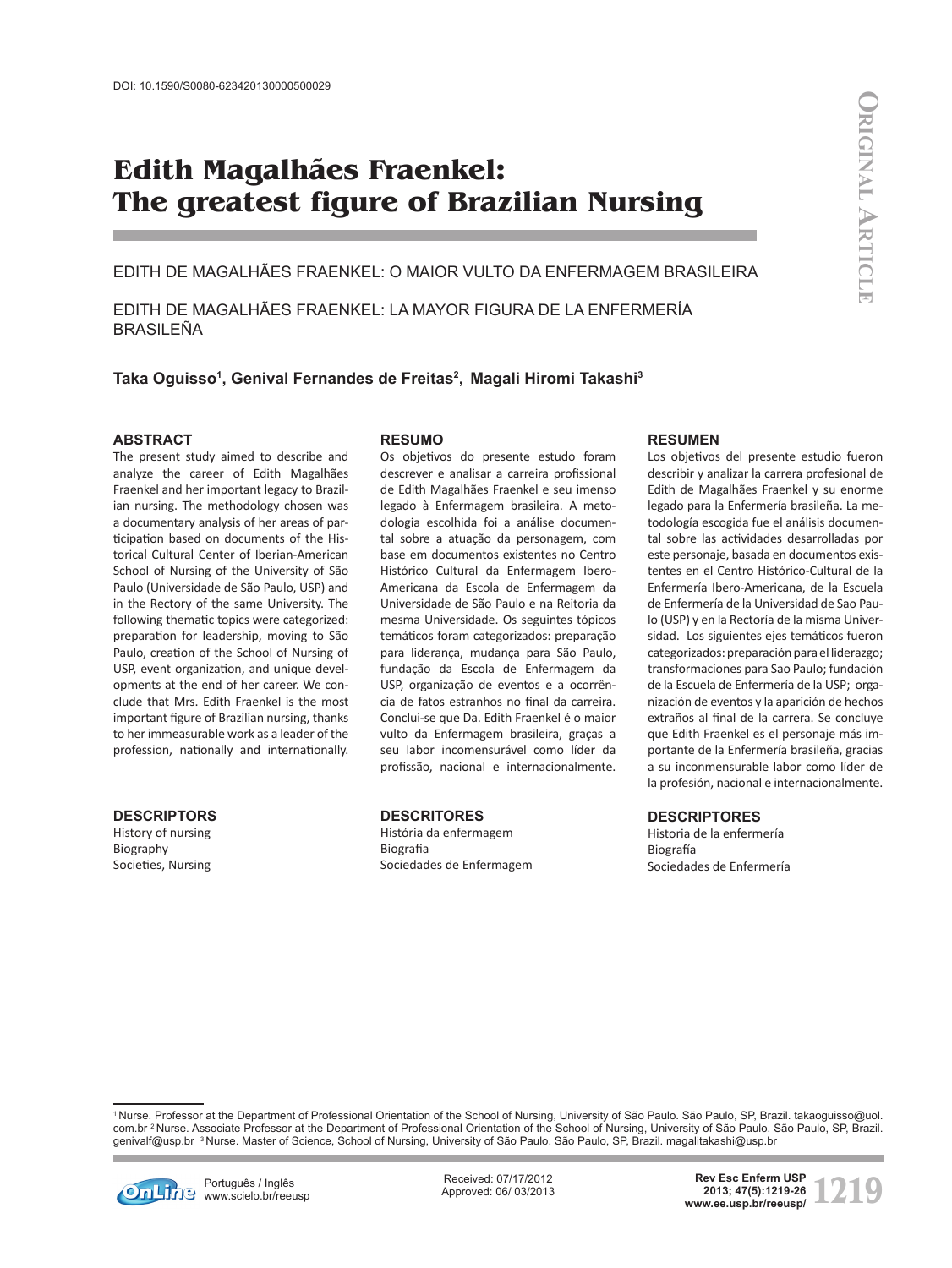DOI: 10.1590/S0080-623420130000500029

# Edith Magalhães Fraenkel: The greatest figure of Brazilian Nursing

EDITH DE MAGALHÃES FRAENKEL: O MAIOR VULTO DA ENFERMAGEM BRASILEIRA

EDITH DE MAGALHÃES FRAENKEL: LA MAYOR FIGURA DE LA ENFERMERÍA BRASILEÑA

**Taka Oguisso[1], Genival Fernandes de Freitas[2], Magali Hiromi Takashi[3]**

## ABSTRACT

The present study aimed to describe and analyze the career of Edith Magalhães Fraenkel and her important legacy to Brazilian nursing. The methodology chosen was a documentary analysis of her areas of participation based on documents of the Historical Cultural Center of Iberian-American School of Nursing of the University of São Paulo (Universidade de São Paulo, USP) and in the Rectory of the same University. The following thematic topics were categorized: preparation for leadership, moving to São Paulo, creation of the School of Nursing of USP, event organization, and unique developments at the end of her career. We conclude that Mrs. Edith Fraenkel is the most important figure of Brazilian nursing, thanks to her immeasurable work as a leader of the profession, nationally and internationally.

## DESCRIPTORS

History of nursing
Biography
Societies, Nursing

## RESUMO

Os objetivos do presente estudo foram descrever e analisar a carreira profissional de Edith Magalhães Fraenkel e seu imenso legado à Enfermagem brasileira. A metodologia escolhida foi a análise documental sobre a atuação da personagem, com base em documentos existentes no Centro Histórico Cultural da Enfermagem Ibero-Americana da Escola de Enfermagem da Universidade de São Paulo e na Reitoria da mesma Universidade. Os seguintes tópicos temáticos foram categorizados: preparação para liderança, mudança para São Paulo, fundação da Escola de Enfermagem da USP, organização de eventos e a ocorrência de fatos estranhos no final da carreira. Conclui-se que Da. Edith Fraenkel é o maior vulto da Enfermagem brasileira, graças a seu labor incomensurável como líder da profissão, nacional e internacionalmente.

## DESCRITORES

História da enfermagem
Biografia
Sociedades de Enfermagem

## RESUMEN

Los objetivos del presente estudio fueron describir y analizar la carrera profesional de Edith de Magalhães Fraenkel y su enorme legado para la Enfermería brasileña. La metodología escogida fue el análisis documental sobre las actividades desarrolladas por este personaje, basada en documentos existentes en el Centro Histórico-Cultural de la Enfermería Ibero-Americana, de la Escuela de Enfermería de la Universidad de Sao Paulo (USP) y en la Rectoría de la misma Universidad. Los siguientes ejes temáticos fueron categorizados: preparación para el liderazgo; transformaciones para Sao Paulo; fundación de la Escuela de Enfermería de la USP; organización de eventos y la aparición de hechos extraños al final de la carrera. Se concluye que Edith Fraenkel es el personaje más importante de la Enfermería brasileña, gracias a su inconmensurable labor como líder de la profesión, nacional e internacionalmente.

## DESCRIPTORES

Historia de la enfermería
Biografía
Sociedades de Enfermería

---

[1] Nurse. Professor at the Department of Professional Orientation of the School of Nursing, University of São Paulo. São Paulo, SP, Brazil. takaoguisso@uol.com.br [2] Nurse. Associate Professor at the Department of Professional Orientation of the School of Nursing, University of São Paulo. São Paulo, SP, Brazil. genivalf@usp.br [3] Nurse. Master of Science, School of Nursing, University of São Paulo. São Paulo, SP, Brazil. magalitakashi@usp.br

Português / Inglês
www.scielo.br/reeusp

Received: 07/17/2012
Approved: 06/ 03/2013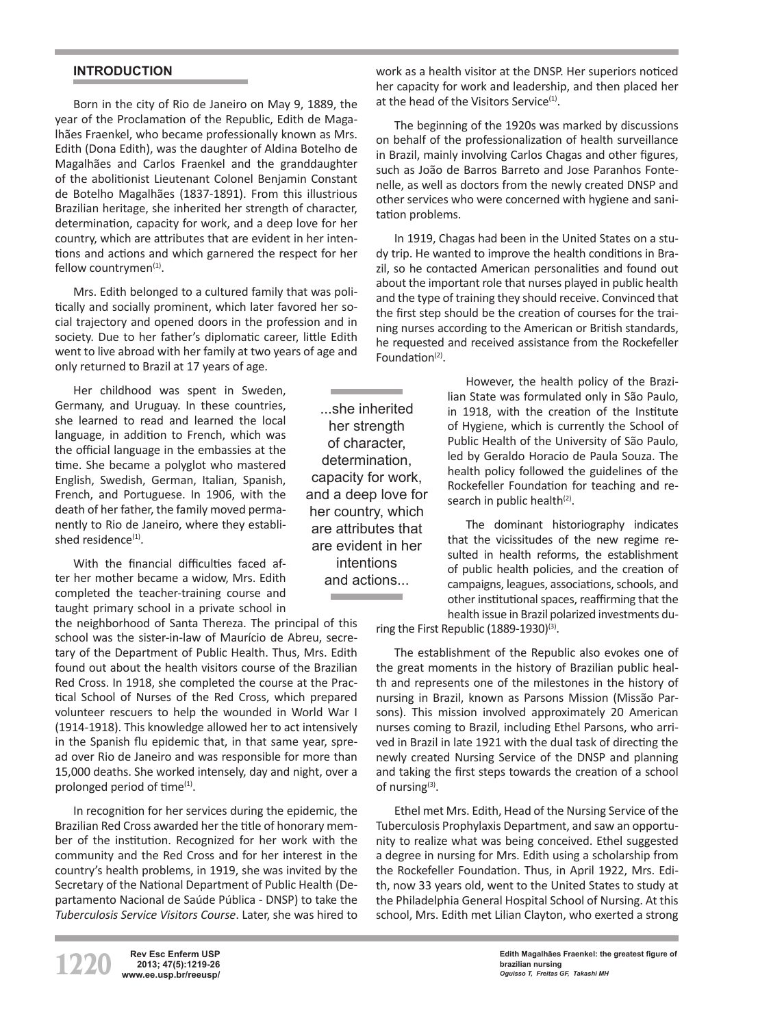## INTRODUCTION

Born in the city of Rio de Janeiro on May 9, 1889, the year of the Proclamation of the Republic, Edith de Magalhães Fraenkel, who became professionally known as Mrs. Edith (Dona Edith), was the daughter of Aldina Botelho de Magalhães and Carlos Fraenkel and the granddaughter of the abolitionist Lieutenant Colonel Benjamin Constant de Botelho Magalhães (1837-1891). From this illustrious Brazilian heritage, she inherited her strength of character, determination, capacity for work, and a deep love for her country, which are attributes that are evident in her intentions and actions and which garnered the respect for her fellow countrymen[1].

Mrs. Edith belonged to a cultured family that was politically and socially prominent, which later favored her social trajectory and opened doors in the profession and in society. Due to her father's diplomatic career, little Edith went to live abroad with her family at two years of age and only returned to Brazil at 17 years of age.

Her childhood was spent in Sweden, Germany, and Uruguay. In these countries, she learned to read and learned the local language, in addition to French, which was the official language in the embassies at the time. She became a polyglot who mastered English, Swedish, German, Italian, Spanish, French, and Portuguese. In 1906, with the death of her father, the family moved permanently to Rio de Janeiro, where they established residence[1].

With the financial difficulties faced after her mother became a widow, Mrs. Edith completed the teacher-training course and taught primary school in a private school in the neighborhood of Santa Thereza. The principal of this school was the sister-in-law of Maurício de Abreu, secretary of the Department of Public Health. Thus, Mrs. Edith found out about the health visitors course of the Brazilian Red Cross. In 1918, she completed the course at the Practical School of Nurses of the Red Cross, which prepared volunteer rescuers to help the wounded in World War I (1914-1918). This knowledge allowed her to act intensively in the Spanish flu epidemic that, in that same year, spread over Rio de Janeiro and was responsible for more than 15,000 deaths. She worked intensely, day and night, over a prolonged period of time[1].

In recognition for her services during the epidemic, the Brazilian Red Cross awarded her the title of honorary member of the institution. Recognized for her work with the community and the Red Cross and for her interest in the country's health problems, in 1919, she was invited by the Secretary of the National Department of Public Health (Departamento Nacional de Saúde Pública - DNSP) to take the *Tuberculosis Service Visitors Course*. Later, she was hired to work as a health visitor at the DNSP. Her superiors noticed her capacity for work and leadership, and then placed her at the head of the Visitors Service[1].

The beginning of the 1920s was marked by discussions on behalf of the professionalization of health surveillance in Brazil, mainly involving Carlos Chagas and other figures, such as João de Barros Barreto and Jose Paranhos Fontenelle, as well as doctors from the newly created DNSP and other services who were concerned with hygiene and sanitation problems.

In 1919, Chagas had been in the United States on a study trip. He wanted to improve the health conditions in Brazil, so he contacted American personalities and found out about the important role that nurses played in public health and the type of training they should receive. Convinced that the first step should be the creation of courses for the training nurses according to the American or British standards, he requested and received assistance from the Rockefeller Foundation[2].

> ...she inherited her strength of character, determination, capacity for work, and a deep love for her country, which are attributes that are evident in her intentions and actions...

However, the health policy of the Brazilian State was formulated only in São Paulo, in 1918, with the creation of the Institute of Hygiene, which is currently the School of Public Health of the University of São Paulo, led by Geraldo Horacio de Paula Souza. The health policy followed the guidelines of the Rockefeller Foundation for teaching and research in public health[2].

The dominant historiography indicates that the vicissitudes of the new regime resulted in health reforms, the establishment of public health policies, and the creation of campaigns, leagues, associations, schools, and other institutional spaces, reaffirming that the health issue in Brazil polarized investments during the First Republic (1889-1930)[3].

The establishment of the Republic also evokes one of the great moments in the history of Brazilian public health and represents one of the milestones in the history of nursing in Brazil, known as Parsons Mission (Missão Parsons). This mission involved approximately 20 American nurses coming to Brazil, including Ethel Parsons, who arrived in Brazil in late 1921 with the dual task of directing the newly created Nursing Service of the DNSP and planning and taking the first steps towards the creation of a school of nursing[3].

Ethel met Mrs. Edith, Head of the Nursing Service of the Tuberculosis Prophylaxis Department, and saw an opportunity to realize what was being conceived. Ethel suggested a degree in nursing for Mrs. Edith using a scholarship from the Rockefeller Foundation. Thus, in April 1922, Mrs. Edith, now 33 years old, went to the United States to study at the Philadelphia General Hospital School of Nursing. At this school, Mrs. Edith met Lilian Clayton, who exerted a strong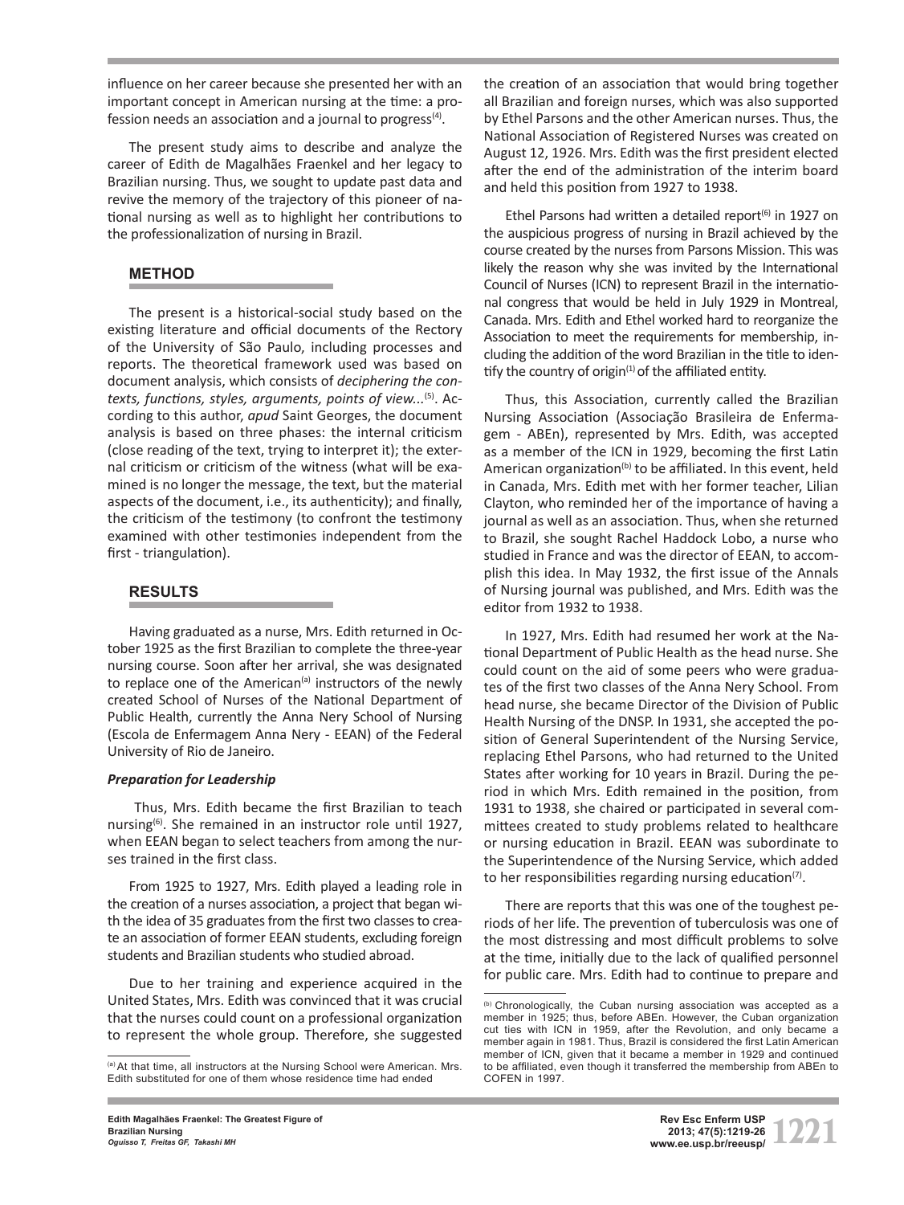influence on her career because she presented her with an important concept in American nursing at the time: a profession needs an association and a journal to progress[4].

The present study aims to describe and analyze the career of Edith de Magalhães Fraenkel and her legacy to Brazilian nursing. Thus, we sought to update past data and revive the memory of the trajectory of this pioneer of national nursing as well as to highlight her contributions to the professionalization of nursing in Brazil.

## METHOD

The present is a historical-social study based on the existing literature and official documents of the Rectory of the University of São Paulo, including processes and reports. The theoretical framework used was based on document analysis, which consists of *deciphering the contexts, functions, styles, arguments, points of view...*[5]. According to this author, *apud* Saint Georges, the document analysis is based on three phases: the internal criticism (close reading of the text, trying to interpret it); the external criticism or criticism of the witness (what will be examined is no longer the message, the text, but the material aspects of the document, i.e., its authenticity); and finally, the criticism of the testimony (to confront the testimony examined with other testimonies independent from the first - triangulation).

## RESULTS

Having graduated as a nurse, Mrs. Edith returned in October 1925 as the first Brazilian to complete the three-year nursing course. Soon after her arrival, she was designated to replace one of the American[a] instructors of the newly created School of Nurses of the National Department of Public Health, currently the Anna Nery School of Nursing (Escola de Enfermagem Anna Nery - EEAN) of the Federal University of Rio de Janeiro.

### *Preparation for Leadership*

Thus, Mrs. Edith became the first Brazilian to teach nursing[6]. She remained in an instructor role until 1927, when EEAN began to select teachers from among the nurses trained in the first class.

From 1925 to 1927, Mrs. Edith played a leading role in the creation of a nurses association, a project that began with the idea of 35 graduates from the first two classes to create an association of former EEAN students, excluding foreign students and Brazilian students who studied abroad.

Due to her training and experience acquired in the United States, Mrs. Edith was convinced that it was crucial that the nurses could count on a professional organization to represent the whole group. Therefore, she suggested the creation of an association that would bring together all Brazilian and foreign nurses, which was also supported by Ethel Parsons and the other American nurses. Thus, the National Association of Registered Nurses was created on August 12, 1926. Mrs. Edith was the first president elected after the end of the administration of the interim board and held this position from 1927 to 1938.

Ethel Parsons had written a detailed report[6] in 1927 on the auspicious progress of nursing in Brazil achieved by the course created by the nurses from Parsons Mission. This was likely the reason why she was invited by the International Council of Nurses (ICN) to represent Brazil in the international congress that would be held in July 1929 in Montreal, Canada. Mrs. Edith and Ethel worked hard to reorganize the Association to meet the requirements for membership, including the addition of the word Brazilian in the title to identify the country of origin[1] of the affiliated entity.

Thus, this Association, currently called the Brazilian Nursing Association (Associação Brasileira de Enfermagem - ABEn), represented by Mrs. Edith, was accepted as a member of the ICN in 1929, becoming the first Latin American organization[b] to be affiliated. In this event, held in Canada, Mrs. Edith met with her former teacher, Lilian Clayton, who reminded her of the importance of having a journal as well as an association. Thus, when she returned to Brazil, she sought Rachel Haddock Lobo, a nurse who studied in France and was the director of EEAN, to accomplish this idea. In May 1932, the first issue of the Annals of Nursing journal was published, and Mrs. Edith was the editor from 1932 to 1938.

In 1927, Mrs. Edith had resumed her work at the National Department of Public Health as the head nurse. She could count on the aid of some peers who were graduates of the first two classes of the Anna Nery School. From head nurse, she became Director of the Division of Public Health Nursing of the DNSP. In 1931, she accepted the position of General Superintendent of the Nursing Service, replacing Ethel Parsons, who had returned to the United States after working for 10 years in Brazil. During the period in which Mrs. Edith remained in the position, from 1931 to 1938, she chaired or participated in several committees created to study problems related to healthcare or nursing education in Brazil. EEAN was subordinate to the Superintendence of the Nursing Service, which added to her responsibilities regarding nursing education[7].

There are reports that this was one of the toughest periods of her life. The prevention of tuberculosis was one of the most distressing and most difficult problems to solve at the time, initially due to the lack of qualified personnel for public care. Mrs. Edith had to continue to prepare and

---

[a] At that time, all instructors at the Nursing School were American. Mrs. Edith substituted for one of them whose residence time had ended

[b] Chronologically, the Cuban nursing association was accepted as a member in 1925; thus, before ABEn. However, the Cuban organization cut ties with ICN in 1959, after the Revolution, and only became a member again in 1981. Thus, Brazil is considered the first Latin American member of ICN, given that it became a member in 1929 and continued to be affiliated, even though it transferred the membership from ABEn to COFEN in 1997.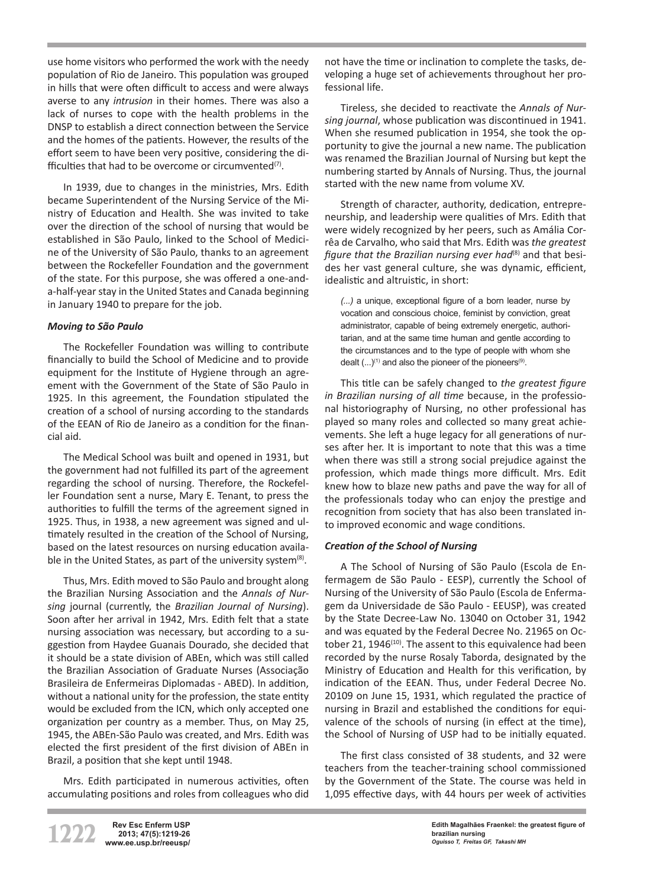use home visitors who performed the work with the needy population of Rio de Janeiro. This population was grouped in hills that were often difficult to access and were always averse to any *intrusion* in their homes. There was also a lack of nurses to cope with the health problems in the DNSP to establish a direct connection between the Service and the homes of the patients. However, the results of the effort seem to have been very positive, considering the difficulties that had to be overcome or circumvented[7].

In 1939, due to changes in the ministries, Mrs. Edith became Superintendent of the Nursing Service of the Ministry of Education and Health. She was invited to take over the direction of the school of nursing that would be established in São Paulo, linked to the School of Medicine of the University of São Paulo, thanks to an agreement between the Rockefeller Foundation and the government of the state. For this purpose, she was offered a one-and-a-half-year stay in the United States and Canada beginning in January 1940 to prepare for the job.

### *Moving to São Paulo*

The Rockefeller Foundation was willing to contribute financially to build the School of Medicine and to provide equipment for the Institute of Hygiene through an agreement with the Government of the State of São Paulo in 1925. In this agreement, the Foundation stipulated the creation of a school of nursing according to the standards of the EEAN of Rio de Janeiro as a condition for the financial aid.

The Medical School was built and opened in 1931, but the government had not fulfilled its part of the agreement regarding the school of nursing. Therefore, the Rockefeller Foundation sent a nurse, Mary E. Tenant, to press the authorities to fulfill the terms of the agreement signed in 1925. Thus, in 1938, a new agreement was signed and ultimately resulted in the creation of the School of Nursing, based on the latest resources on nursing education available in the United States, as part of the university system[8].

Thus, Mrs. Edith moved to São Paulo and brought along the Brazilian Nursing Association and the *Annals of Nursing* journal (currently, the *Brazilian Journal of Nursing*). Soon after her arrival in 1942, Mrs. Edith felt that a state nursing association was necessary, but according to a suggestion from Haydee Guanais Dourado, she decided that it should be a state division of ABEn, which was still called the Brazilian Association of Graduate Nurses (Associação Brasileira de Enfermeiras Diplomadas - ABED). In addition, without a national unity for the profession, the state entity would be excluded from the ICN, which only accepted one organization per country as a member. Thus, on May 25, 1945, the ABEn-São Paulo was created, and Mrs. Edith was elected the first president of the first division of ABEn in Brazil, a position that she kept until 1948.

Mrs. Edith participated in numerous activities, often accumulating positions and roles from colleagues who did not have the time or inclination to complete the tasks, developing a huge set of achievements throughout her professional life.

Tireless, she decided to reactivate the *Annals of Nursing journal*, whose publication was discontinued in 1941. When she resumed publication in 1954, she took the opportunity to give the journal a new name. The publication was renamed the Brazilian Journal of Nursing but kept the numbering started by Annals of Nursing. Thus, the journal started with the new name from volume XV.

Strength of character, authority, dedication, entrepreneurship, and leadership were qualities of Mrs. Edith that were widely recognized by her peers, such as Amália Corrêa de Carvalho, who said that Mrs. Edith was *the greatest figure that the Brazilian nursing ever had*[8] and that besides her vast general culture, she was dynamic, efficient, idealistic and altruistic, in short:

> *(...)* a unique, exceptional figure of a born leader, nurse by vocation and conscious choice, feminist by conviction, great administrator, capable of being extremely energetic, authoritarian, and at the same time human and gentle according to the circumstances and to the type of people with whom she dealt (...)[1] and also the pioneer of the pioneers[9].

This title can be safely changed to *the greatest figure in Brazilian nursing of all time* because, in the professional historiography of Nursing, no other professional has played so many roles and collected so many great achievements. She left a huge legacy for all generations of nurses after her. It is important to note that this was a time when there was still a strong social prejudice against the profession, which made things more difficult. Mrs. Edit knew how to blaze new paths and pave the way for all of the professionals today who can enjoy the prestige and recognition from society that has also been translated into improved economic and wage conditions.

### *Creation of the School of Nursing*

A The School of Nursing of São Paulo (Escola de Enfermagem de São Paulo - EESP), currently the School of Nursing of the University of São Paulo (Escola de Enfermagem da Universidade de São Paulo - EEUSP), was created by the State Decree-Law No. 13040 on October 31, 1942 and was equated by the Federal Decree No. 21965 on October 21, 1946[10]. The assent to this equivalence had been recorded by the nurse Rosaly Taborda, designated by the Ministry of Education and Health for this verification, by indication of the EEAN. Thus, under Federal Decree No. 20109 on June 15, 1931, which regulated the practice of nursing in Brazil and established the conditions for equivalence of the schools of nursing (in effect at the time), the School of Nursing of USP had to be initially equated.

The first class consisted of 38 students, and 32 were teachers from the teacher-training school commissioned by the Government of the State. The course was held in 1,095 effective days, with 44 hours per week of activities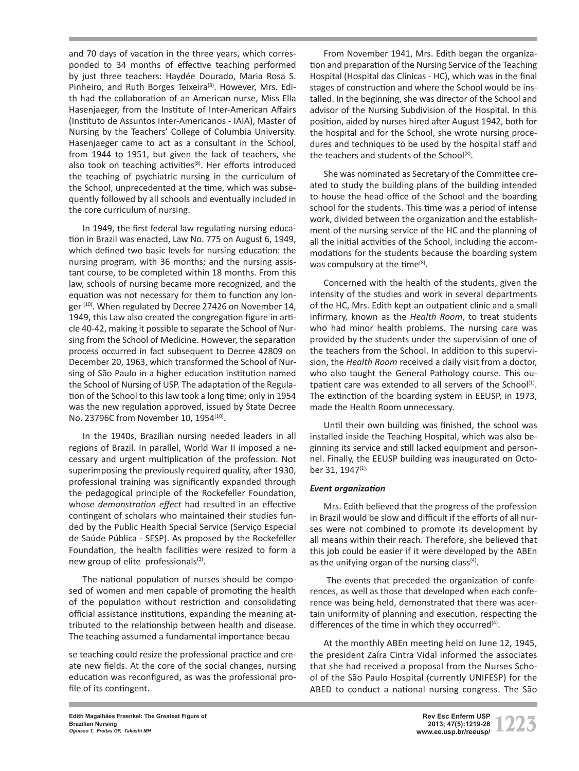and 70 days of vacation in the three years, which corresponded to 34 months of effective teaching performed by just three teachers: Haydée Dourado, Maria Rosa S. Pinheiro, and Ruth Borges Teixeira[8]. However, Mrs. Edith had the collaboration of an American nurse, Miss Ella Hasenjaeger, from the Institute of Inter-American Affairs (Instituto de Assuntos Inter-Americanos - IAIA), Master of Nursing by the Teachers' College of Columbia University. Hasenjaeger came to act as a consultant in the School, from 1944 to 1951, but given the lack of teachers, she also took on teaching activities[8]. Her efforts introduced the teaching of psychiatric nursing in the curriculum of the School, unprecedented at the time, which was subsequently followed by all schools and eventually included in the core curriculum of nursing.

In 1949, the first federal law regulating nursing education in Brazil was enacted, Law No. 775 on August 6, 1949, which defined two basic levels for nursing education: the nursing program, with 36 months; and the nursing assistant course, to be completed within 18 months. From this law, schools of nursing became more recognized, and the equation was not necessary for them to function any longer [10]. When regulated by Decree 27426 on November 14, 1949, this Law also created the congregation figure in article 40-42, making it possible to separate the School of Nursing from the School of Medicine. However, the separation process occurred in fact subsequent to Decree 42809 on December 20, 1963, which transformed the School of Nursing of São Paulo in a higher education institution named the School of Nursing of USP. The adaptation of the Regulation of the School to this law took a long time; only in 1954 was the new regulation approved, issued by State Decree No. 23796C from November 10, 1954[10].

In the 1940s, Brazilian nursing needed leaders in all regions of Brazil. In parallel, World War II imposed a necessary and urgent multiplication of the profession. Not superimposing the previously required quality, after 1930, professional training was significantly expanded through the pedagogical principle of the Rockefeller Foundation, whose *demonstration effect* had resulted in an effective contingent of scholars who maintained their studies funded by the Public Health Special Service (Serviço Especial de Saúde Pública - SESP). As proposed by the Rockefeller Foundation, the health facilities were resized to form a new group of elite professionals[3].

The national population of nurses should be composed of women and men capable of promoting the health of the population without restriction and consolidating official assistance institutions, expanding the meaning attributed to the relationship between health and disease. The teaching assumed a fundamental importance because teaching could resize the professional practice and create new fields. At the core of the social changes, nursing education was reconfigured, as was the professional profile of its contingent.

From November 1941, Mrs. Edith began the organization and preparation of the Nursing Service of the Teaching Hospital (Hospital das Clínicas - HC), which was in the final stages of construction and where the School would be installed. In the beginning, she was director of the School and advisor of the Nursing Subdivision of the Hospital. In this position, aided by nurses hired after August 1942, both for the hospital and for the School, she wrote nursing procedures and techniques to be used by the hospital staff and the teachers and students of the School[8].

She was nominated as Secretary of the Committee created to study the building plans of the building intended to house the head office of the School and the boarding school for the students. This time was a period of intense work, divided between the organization and the establishment of the nursing service of the HC and the planning of all the initial activities of the School, including the accommodations for the students because the boarding system was compulsory at the time[8].

Concerned with the health of the students, given the intensity of the studies and work in several departments of the HC, Mrs. Edith kept an outpatient clinic and a small infirmary, known as the *Health Room*, to treat students who had minor health problems. The nursing care was provided by the students under the supervision of one of the teachers from the School. In addition to this supervision, the *Health Room* received a daily visit from a doctor, who also taught the General Pathology course. This outpatient care was extended to all servers of the School[1]. The extinction of the boarding system in EEUSP, in 1973, made the Health Room unnecessary.

Until their own building was finished, the school was installed inside the Teaching Hospital, which was also beginning its service and still lacked equipment and personnel. Finally, the EEUSP building was inaugurated on October 31, 1947[1].

### *Event organization*

Mrs. Edith believed that the progress of the profession in Brazil would be slow and difficult if the efforts of all nurses were not combined to promote its development by all means within their reach. Therefore, she believed that this job could be easier if it were developed by the ABEn as the unifying organ of the nursing class[4].

The events that preceded the organization of conferences, as well as those that developed when each conference was being held, demonstrated that there was acertain uniformity of planning and execution, respecting the differences of the time in which they occurred[4].

At the monthly ABEn meeting held on June 12, 1945, the president Zaíra Cintra Vidal informed the associates that she had received a proposal from the Nurses School of the São Paulo Hospital (currently UNIFESP) for the ABED to conduct a national nursing congress. The São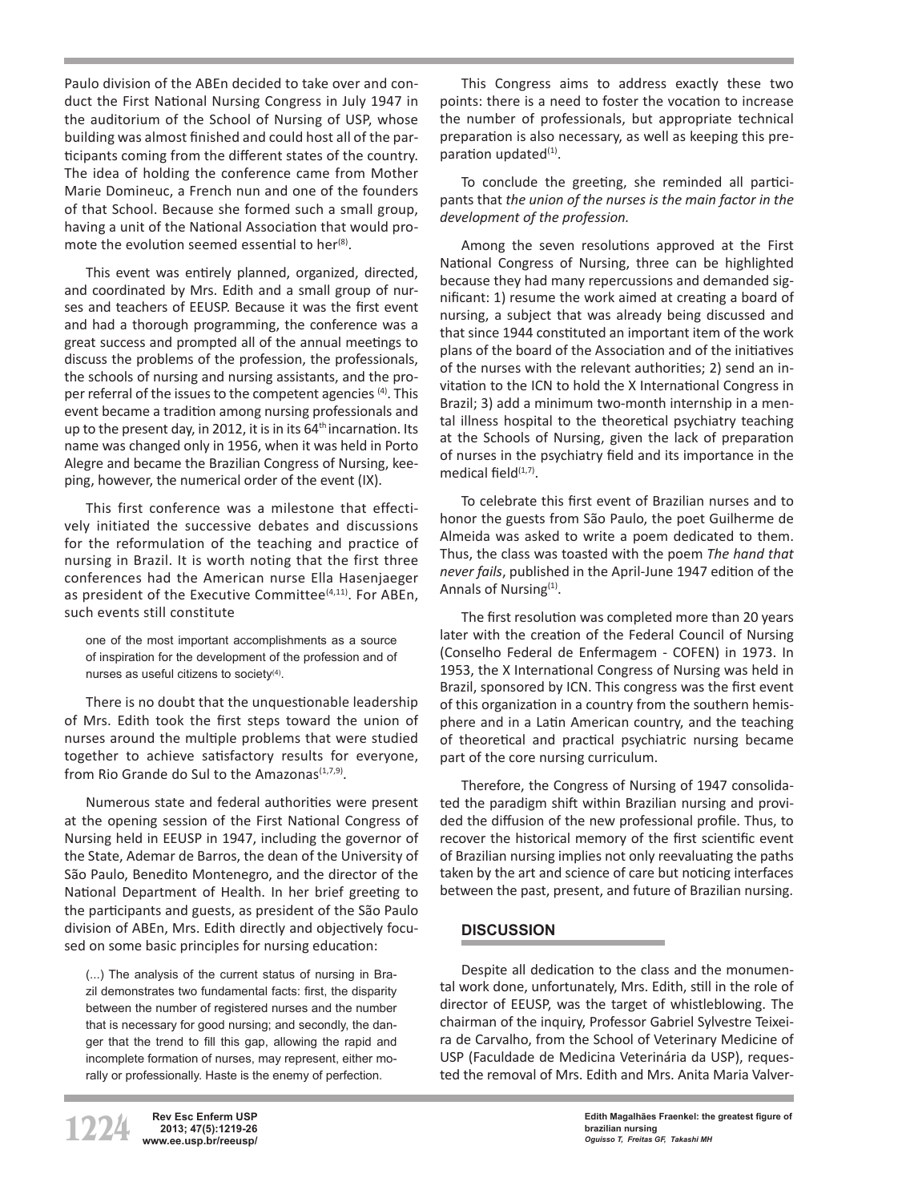Paulo division of the ABEn decided to take over and conduct the First National Nursing Congress in July 1947 in the auditorium of the School of Nursing of USP, whose building was almost finished and could host all of the participants coming from the different states of the country. The idea of holding the conference came from Mother Marie Domineuc, a French nun and one of the founders of that School. Because she formed such a small group, having a unit of the National Association that would promote the evolution seemed essential to her[8].

This event was entirely planned, organized, directed, and coordinated by Mrs. Edith and a small group of nurses and teachers of EEUSP. Because it was the first event and had a thorough programming, the conference was a great success and prompted all of the annual meetings to discuss the problems of the profession, the professionals, the schools of nursing and nursing assistants, and the proper referral of the issues to the competent agencies [4]. This event became a tradition among nursing professionals and up to the present day, in 2012, it is in its 64th incarnation. Its name was changed only in 1956, when it was held in Porto Alegre and became the Brazilian Congress of Nursing, keeping, however, the numerical order of the event (IX).

This first conference was a milestone that effectively initiated the successive debates and discussions for the reformulation of the teaching and practice of nursing in Brazil. It is worth noting that the first three conferences had the American nurse Ella Hasenjaeger as president of the Executive Committee[4,11]. For ABEn, such events still constitute

> one of the most important accomplishments as a source of inspiration for the development of the profession and of nurses as useful citizens to society[4].

There is no doubt that the unquestionable leadership of Mrs. Edith took the first steps toward the union of nurses around the multiple problems that were studied together to achieve satisfactory results for everyone, from Rio Grande do Sul to the Amazonas[1,7,9].

Numerous state and federal authorities were present at the opening session of the First National Congress of Nursing held in EEUSP in 1947, including the governor of the State, Ademar de Barros, the dean of the University of São Paulo, Benedito Montenegro, and the director of the National Department of Health. In her brief greeting to the participants and guests, as president of the São Paulo division of ABEn, Mrs. Edith directly and objectively focused on some basic principles for nursing education:

> (...) The analysis of the current status of nursing in Brazil demonstrates two fundamental facts: first, the disparity between the number of registered nurses and the number that is necessary for good nursing; and secondly, the danger that the trend to fill this gap, allowing the rapid and incomplete formation of nurses, may represent, either morally or professionally. Haste is the enemy of perfection.

This Congress aims to address exactly these two points: there is a need to foster the vocation to increase the number of professionals, but appropriate technical preparation is also necessary, as well as keeping this preparation updated[1].

To conclude the greeting, she reminded all participants that *the union of the nurses is the main factor in the development of the profession.*

Among the seven resolutions approved at the First National Congress of Nursing, three can be highlighted because they had many repercussions and demanded significant: 1) resume the work aimed at creating a board of nursing, a subject that was already being discussed and that since 1944 constituted an important item of the work plans of the board of the Association and of the initiatives of the nurses with the relevant authorities; 2) send an invitation to the ICN to hold the X International Congress in Brazil; 3) add a minimum two-month internship in a mental illness hospital to the theoretical psychiatry teaching at the Schools of Nursing, given the lack of preparation of nurses in the psychiatry field and its importance in the medical field[1,7].

To celebrate this first event of Brazilian nurses and to honor the guests from São Paulo, the poet Guilherme de Almeida was asked to write a poem dedicated to them. Thus, the class was toasted with the poem *The hand that never fails*, published in the April-June 1947 edition of the Annals of Nursing[1].

The first resolution was completed more than 20 years later with the creation of the Federal Council of Nursing (Conselho Federal de Enfermagem - COFEN) in 1973. In 1953, the X International Congress of Nursing was held in Brazil, sponsored by ICN. This congress was the first event of this organization in a country from the southern hemisphere and in a Latin American country, and the teaching of theoretical and practical psychiatric nursing became part of the core nursing curriculum.

Therefore, the Congress of Nursing of 1947 consolidated the paradigm shift within Brazilian nursing and provided the diffusion of the new professional profile. Thus, to recover the historical memory of the first scientific event of Brazilian nursing implies not only reevaluating the paths taken by the art and science of care but noticing interfaces between the past, present, and future of Brazilian nursing.

## DISCUSSION

Despite all dedication to the class and the monumental work done, unfortunately, Mrs. Edith, still in the role of director of EEUSP, was the target of whistleblowing. The chairman of the inquiry, Professor Gabriel Sylvestre Teixeira de Carvalho, from the School of Veterinary Medicine of USP (Faculdade de Medicina Veterinária da USP), requested the removal of Mrs. Edith and Mrs. Anita Maria Valver-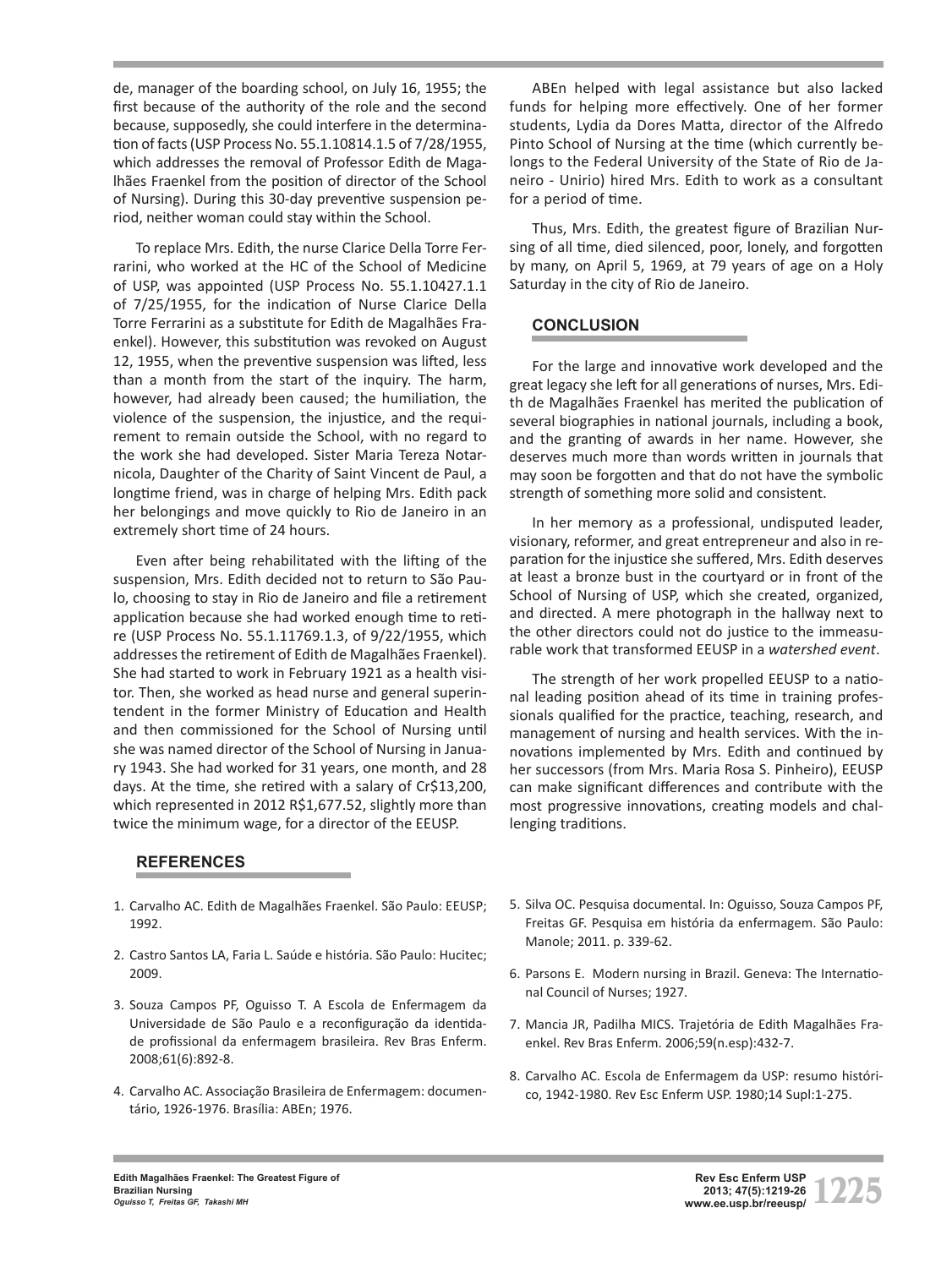de, manager of the boarding school, on July 16, 1955; the first because of the authority of the role and the second because, supposedly, she could interfere in the determination of facts (USP Process No. 55.1.10814.1.5 of 7/28/1955, which addresses the removal of Professor Edith de Magalhães Fraenkel from the position of director of the School of Nursing). During this 30-day preventive suspension period, neither woman could stay within the School.

To replace Mrs. Edith, the nurse Clarice Della Torre Ferrarini, who worked at the HC of the School of Medicine of USP, was appointed (USP Process No. 55.1.10427.1.1 of 7/25/1955, for the indication of Nurse Clarice Della Torre Ferrarini as a substitute for Edith de Magalhães Fraenkel). However, this substitution was revoked on August 12, 1955, when the preventive suspension was lifted, less than a month from the start of the inquiry. The harm, however, had already been caused; the humiliation, the violence of the suspension, the injustice, and the requirement to remain outside the School, with no regard to the work she had developed. Sister Maria Tereza Notarnicola, Daughter of the Charity of Saint Vincent de Paul, a longtime friend, was in charge of helping Mrs. Edith pack her belongings and move quickly to Rio de Janeiro in an extremely short time of 24 hours.

Even after being rehabilitated with the lifting of the suspension, Mrs. Edith decided not to return to São Paulo, choosing to stay in Rio de Janeiro and file a retirement application because she had worked enough time to retire (USP Process No. 55.1.11769.1.3, of 9/22/1955, which addresses the retirement of Edith de Magalhães Fraenkel). She had started to work in February 1921 as a health visitor. Then, she worked as head nurse and general superintendent in the former Ministry of Education and Health and then commissioned for the School of Nursing until she was named director of the School of Nursing in January 1943. She had worked for 31 years, one month, and 28 days. At the time, she retired with a salary of Cr$13,200, which represented in 2012 R$1,677.52, slightly more than twice the minimum wage, for a director of the EEUSP.

ABEn helped with legal assistance but also lacked funds for helping more effectively. One of her former students, Lydia da Dores Matta, director of the Alfredo Pinto School of Nursing at the time (which currently belongs to the Federal University of the State of Rio de Janeiro - Unirio) hired Mrs. Edith to work as a consultant for a period of time.

Thus, Mrs. Edith, the greatest figure of Brazilian Nursing of all time, died silenced, poor, lonely, and forgotten by many, on April 5, 1969, at 79 years of age on a Holy Saturday in the city of Rio de Janeiro.

## CONCLUSION

For the large and innovative work developed and the great legacy she left for all generations of nurses, Mrs. Edith de Magalhães Fraenkel has merited the publication of several biographies in national journals, including a book, and the granting of awards in her name. However, she deserves much more than words written in journals that may soon be forgotten and that do not have the symbolic strength of something more solid and consistent.

In her memory as a professional, undisputed leader, visionary, reformer, and great entrepreneur and also in reparation for the injustice she suffered, Mrs. Edith deserves at least a bronze bust in the courtyard or in front of the School of Nursing of USP, which she created, organized, and directed. A mere photograph in the hallway next to the other directors could not do justice to the immeasurable work that transformed EEUSP in a *watershed event*.

The strength of her work propelled EEUSP to a national leading position ahead of its time in training professionals qualified for the practice, teaching, research, and management of nursing and health services. With the innovations implemented by Mrs. Edith and continued by her successors (from Mrs. Maria Rosa S. Pinheiro), EEUSP can make significant differences and contribute with the most progressive innovations, creating models and challenging traditions.

## REFERENCES

1. Carvalho AC. Edith de Magalhães Fraenkel. São Paulo: EEUSP; 1992.
2. Castro Santos LA, Faria L. Saúde e história. São Paulo: Hucitec; 2009.
3. Souza Campos PF, Oguisso T. A Escola de Enfermagem da Universidade de São Paulo e a reconfiguração da identidade profissional da enfermagem brasileira. Rev Bras Enferm. 2008;61(6):892-8.
4. Carvalho AC. Associação Brasileira de Enfermagem: documentário, 1926-1976. Brasília: ABEn; 1976.
5. Silva OC. Pesquisa documental. In: Oguisso, Souza Campos PF, Freitas GF. Pesquisa em história da enfermagem. São Paulo: Manole; 2011. p. 339-62.
6. Parsons E. Modern nursing in Brazil. Geneva: The International Council of Nurses; 1927.
7. Mancia JR, Padilha MICS. Trajetória de Edith Magalhães Fraenkel. Rev Bras Enferm. 2006;59(n.esp):432-7.
8. Carvalho AC. Escola de Enfermagem da USP: resumo histórico, 1942-1980. Rev Esc Enferm USP. 1980;14 Supl:1-275.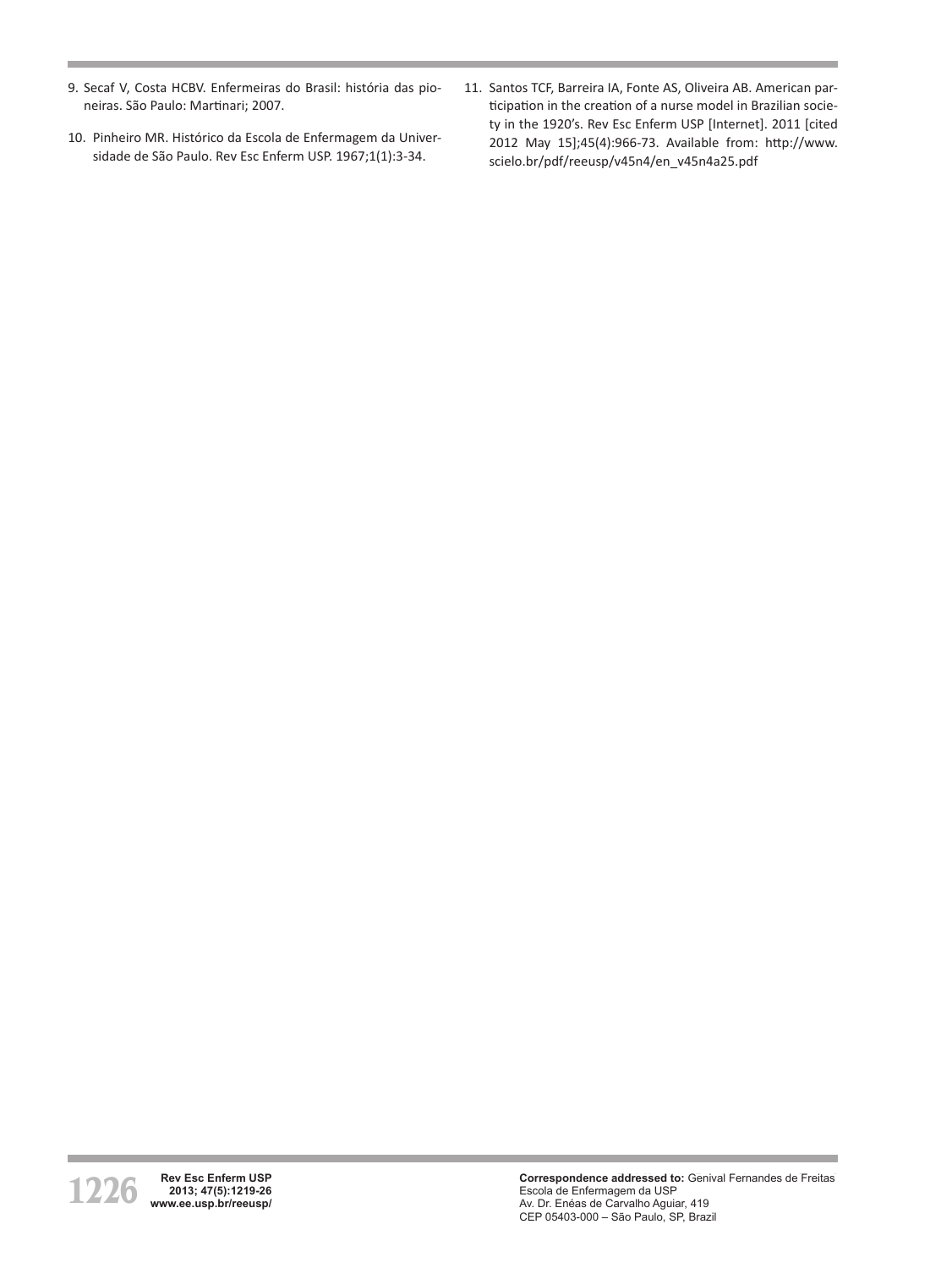9. Secaf V, Costa HCBV. Enfermeiras do Brasil: história das pioneiras. São Paulo: Martinari; 2007.

10. Pinheiro MR. Histórico da Escola de Enfermagem da Universidade de São Paulo. Rev Esc Enferm USP. 1967;1(1):3-34.

11. Santos TCF, Barreira IA, Fonte AS, Oliveira AB. American participation in the creation of a nurse model in Brazilian society in the 1920's. Rev Esc Enferm USP [Internet]. 2011 [cited 2012 May 15];45(4):966-73. Available from: http://www.scielo.br/pdf/reeusp/v45n4/en_v45n4a25.pdf

**Correspondence addressed to:** Genival Fernandes de Freitas
Escola de Enfermagem da USP
Av. Dr. Enéas de Carvalho Aguiar, 419
CEP 05403-000 – São Paulo, SP, Brazil